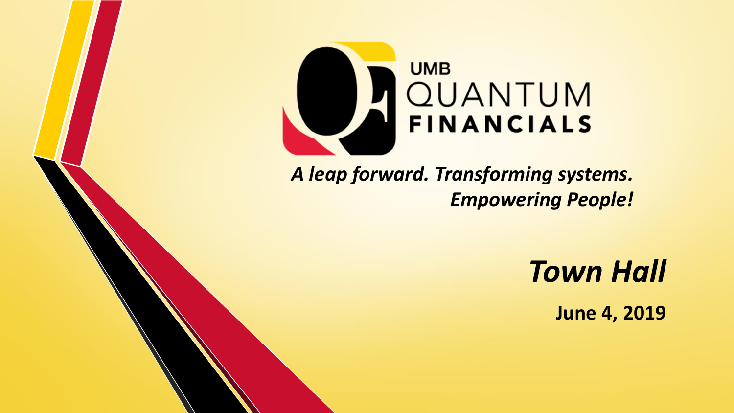# UMB QUANTUM FINANCIALS

*A leap forward. Transforming systems. Empowering People!*

## *Town Hall*

**June 4, 2019**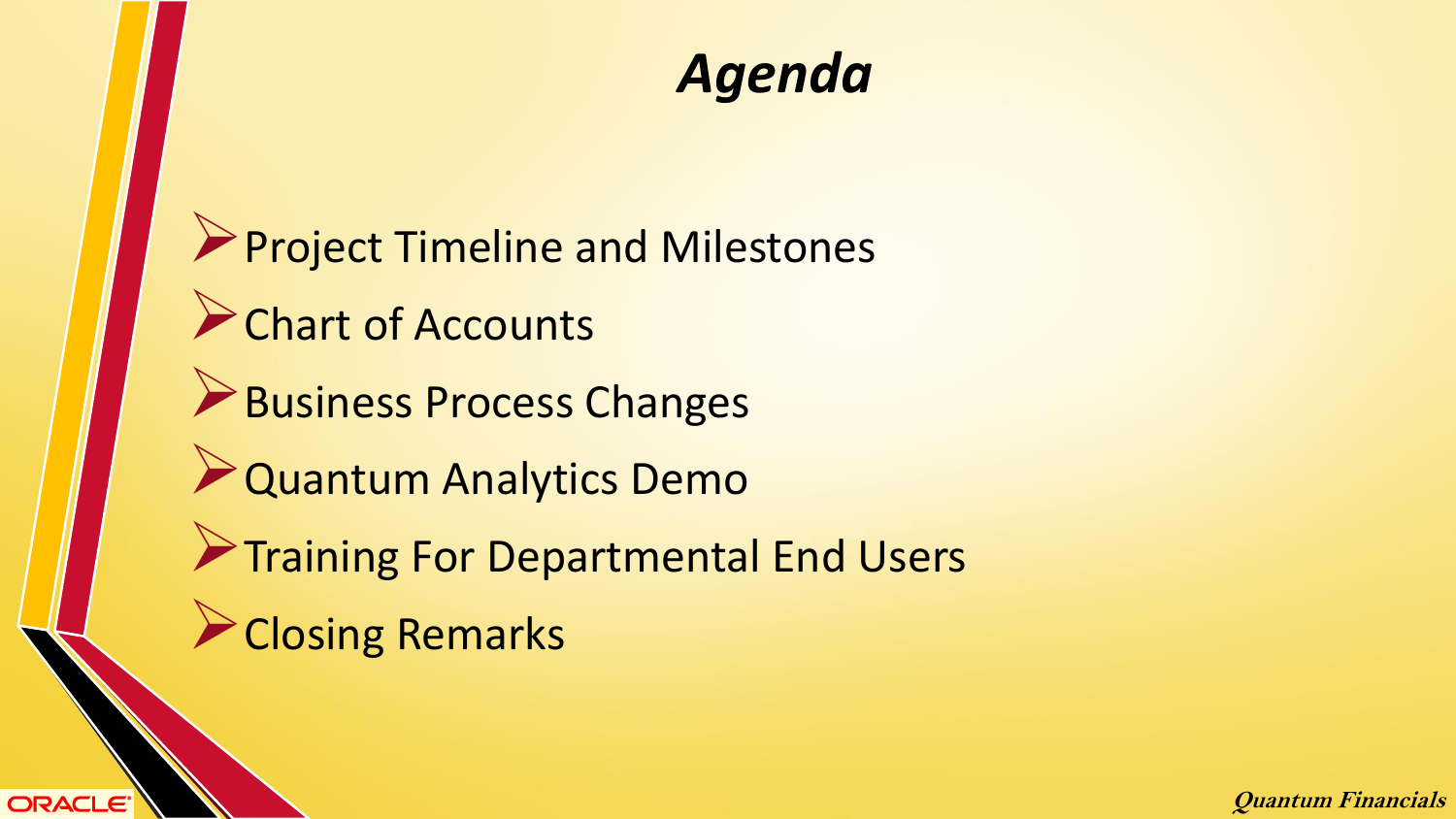# *Agenda*

- Project Timeline and Milestones
- Chart of Accounts
- Business Process Changes
- Quantum Analytics Demo
- Training For Departmental End Users
- Closing Remarks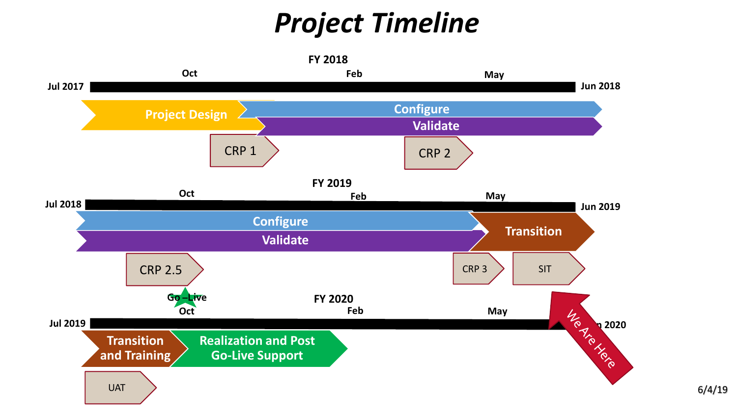# *Project Timeline*

## FY 2018

Jul 2017 — Oct — Feb — May — Jun 2018

- Project Design
- Configure
- Validate
- CRP 1
- CRP 2

## FY 2019

Jul 2018 — Oct — Feb — May — Jun 2019

- Configure
- Validate
- Transition
- CRP 2.5
- CRP 3
- SIT

## FY 2020

Jul 2019 — Oct — Feb — May — Jun 2020

- Go –Live (Oct)
- Transition and Training
- Realization and Post Go-Live Support
- UAT

We Are Here

6/4/19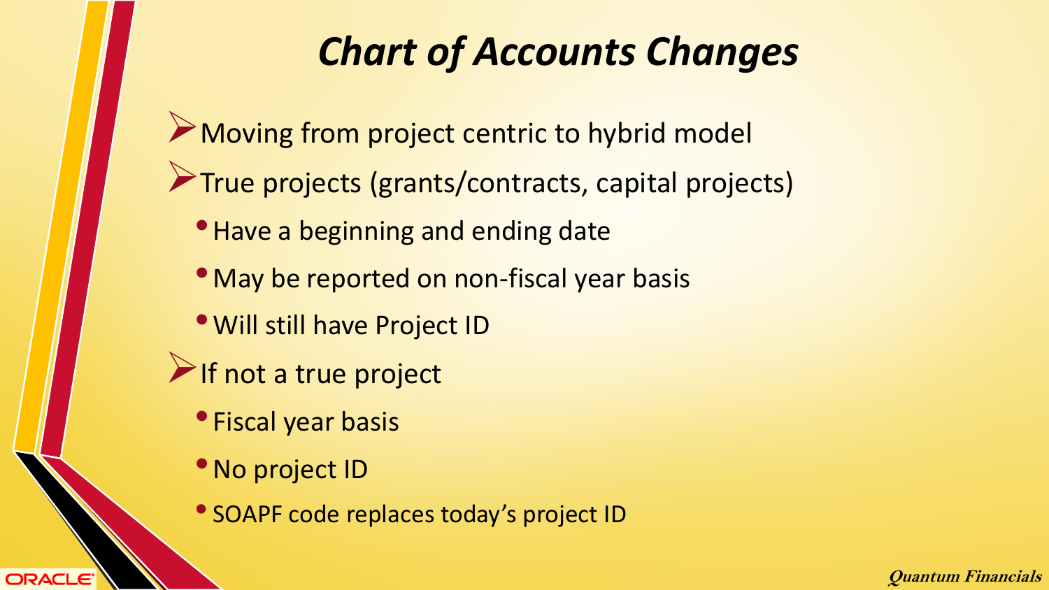# *Chart of Accounts Changes*

- Moving from project centric to hybrid model
- True projects (grants/contracts, capital projects)
  - Have a beginning and ending date
  - May be reported on non-fiscal year basis
  - Will still have Project ID
- If not a true project
  - Fiscal year basis
  - No project ID
  - SOAPF code replaces today's project ID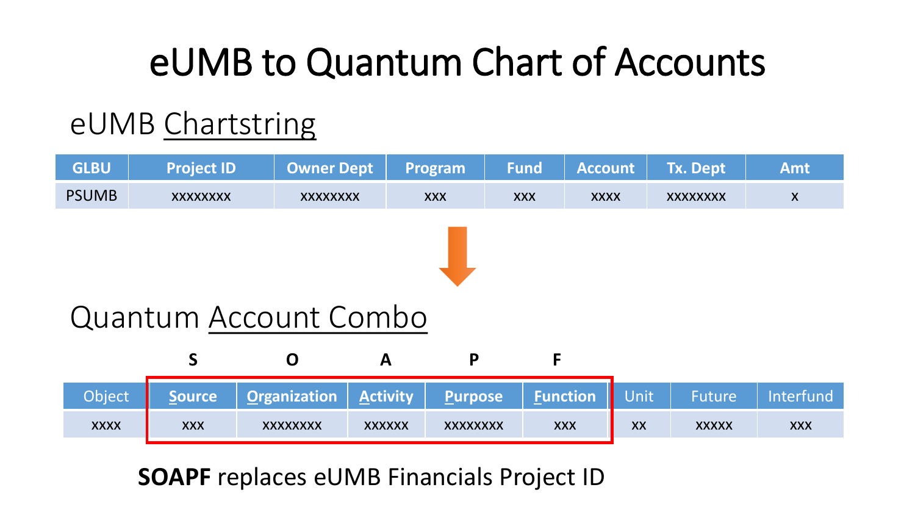# eUMB to Quantum Chart of Accounts

## eUMB Chartstring

| GLBU | Project ID | Owner Dept | Program | Fund | Account | Tx. Dept | Amt |
| --- | --- | --- | --- | --- | --- | --- | --- |
| PSUMB | xxxxxxxx | xxxxxxxx | xxx | xxx | xxxx | xxxxxxxx | x |

## Quantum Account Combo

| | S | O | A | P | F | | | |
| --- | --- | --- | --- | --- | --- | --- | --- | --- |
| Object | Source | Organization | Activity | Purpose | Function | Unit | Future | Interfund |
| xxxx | xxx | xxxxxxxx | xxxxxx | xxxxxxxx | xxx | xx | xxxxx | xxx |

**SOAPF** replaces eUMB Financials Project ID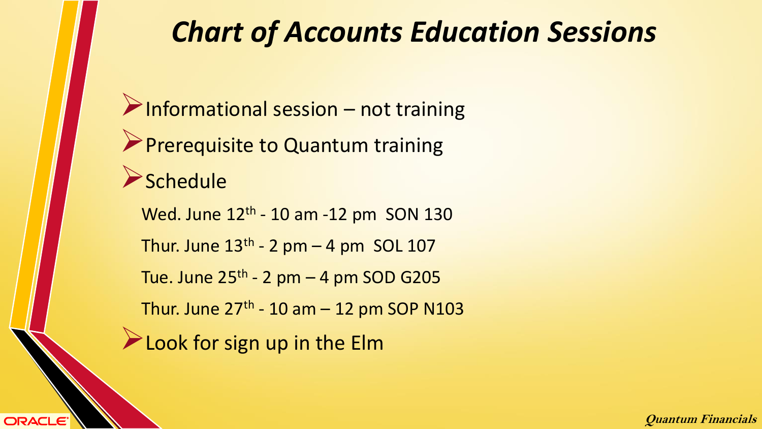# *Chart of Accounts Education Sessions*

- Informational session – not training
- Prerequisite to Quantum training
- Schedule

  Wed. June 12th - 10 am -12 pm SON 130

  Thur. June 13th - 2 pm – 4 pm SOL 107

  Tue. June 25th - 2 pm – 4 pm SOD G205

  Thur. June 27th - 10 am – 12 pm SOP N103
- Look for sign up in the Elm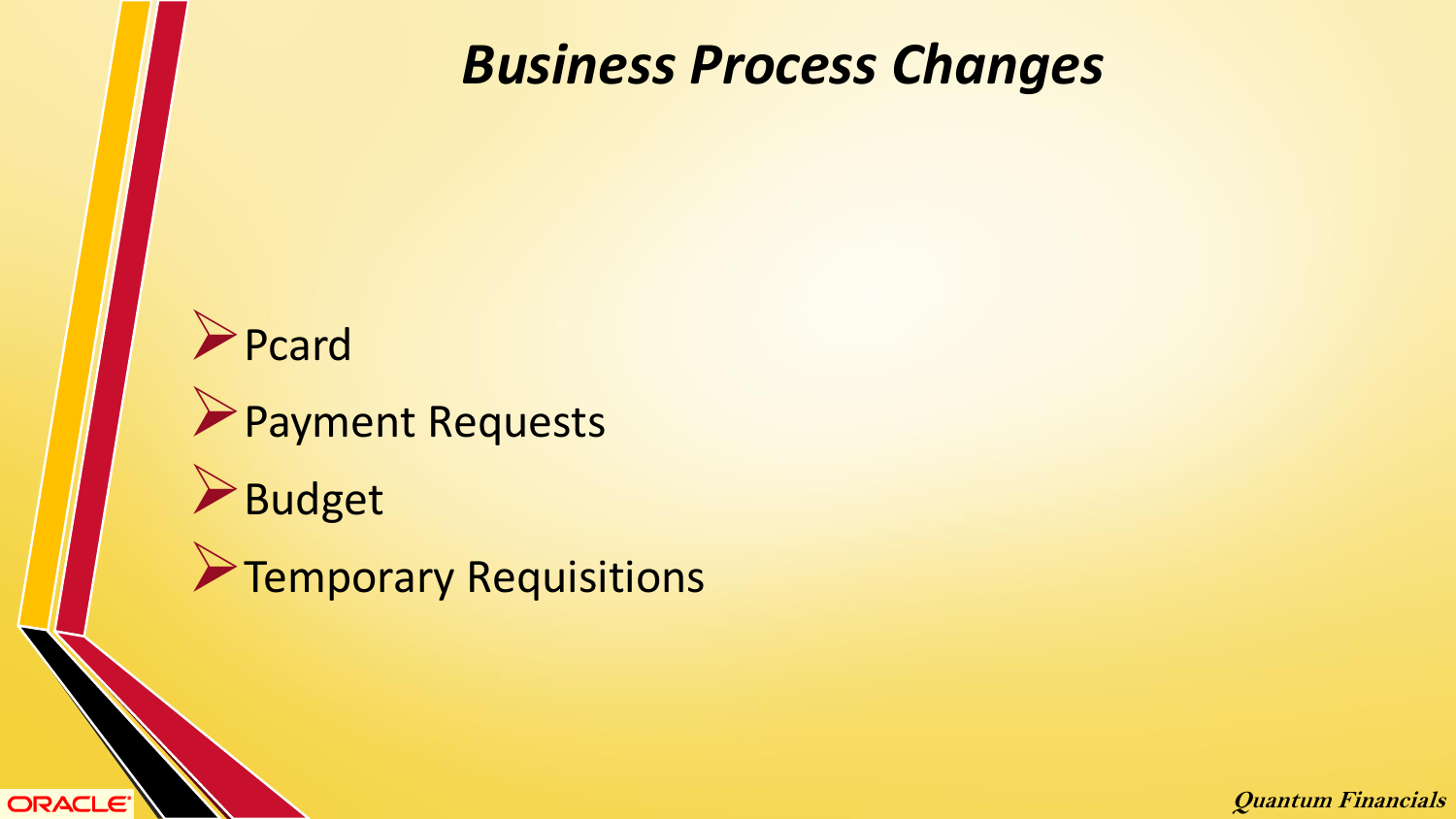# *Business Process Changes*

- Pcard
- Payment Requests
- Budget
- Temporary Requisitions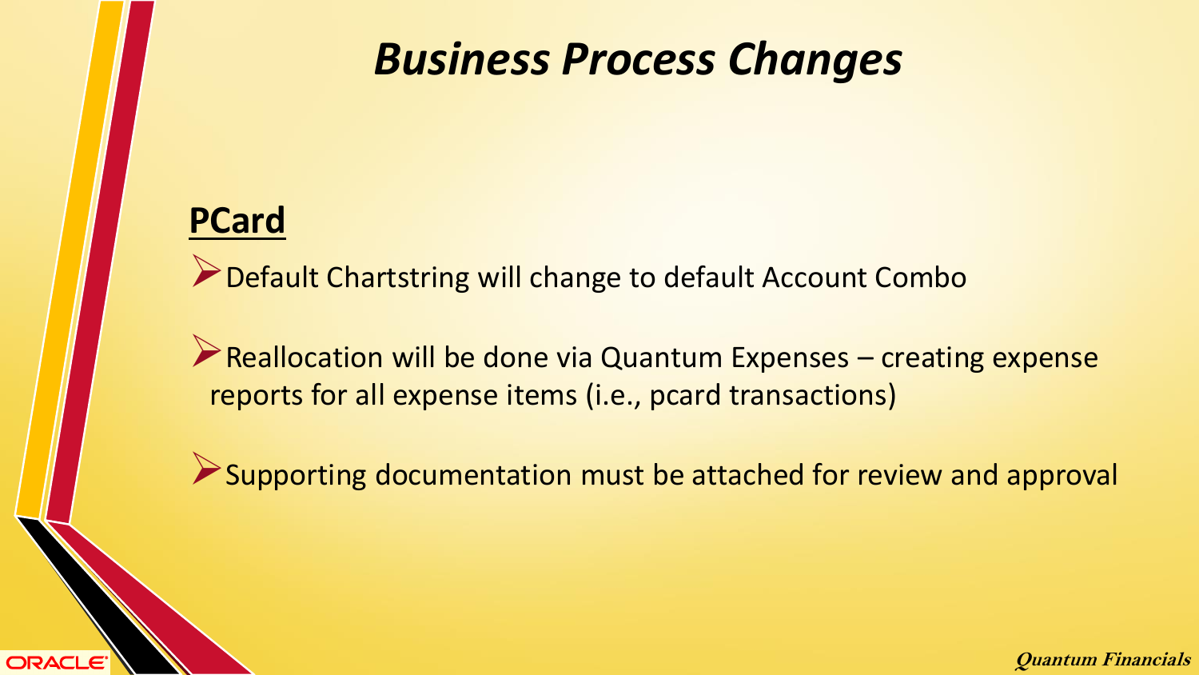# *Business Process Changes*

**PCard**

- Default Chartstring will change to default Account Combo
- Reallocation will be done via Quantum Expenses – creating expense reports for all expense items (i.e., pcard transactions)
- Supporting documentation must be attached for review and approval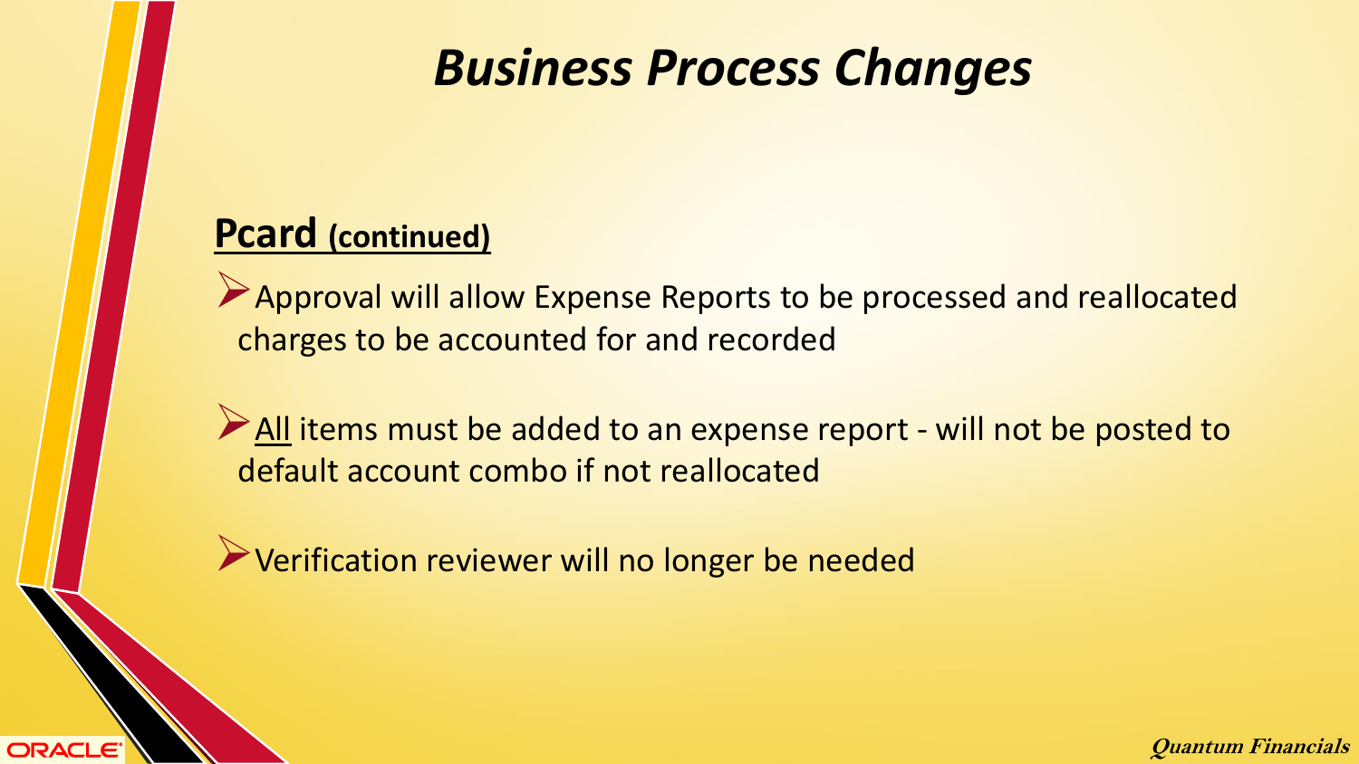# *Business Process Changes*

## **Pcard (continued)**

- Approval will allow Expense Reports to be processed and reallocated charges to be accounted for and recorded
- All items must be added to an expense report - will not be posted to default account combo if not reallocated
- Verification reviewer will no longer be needed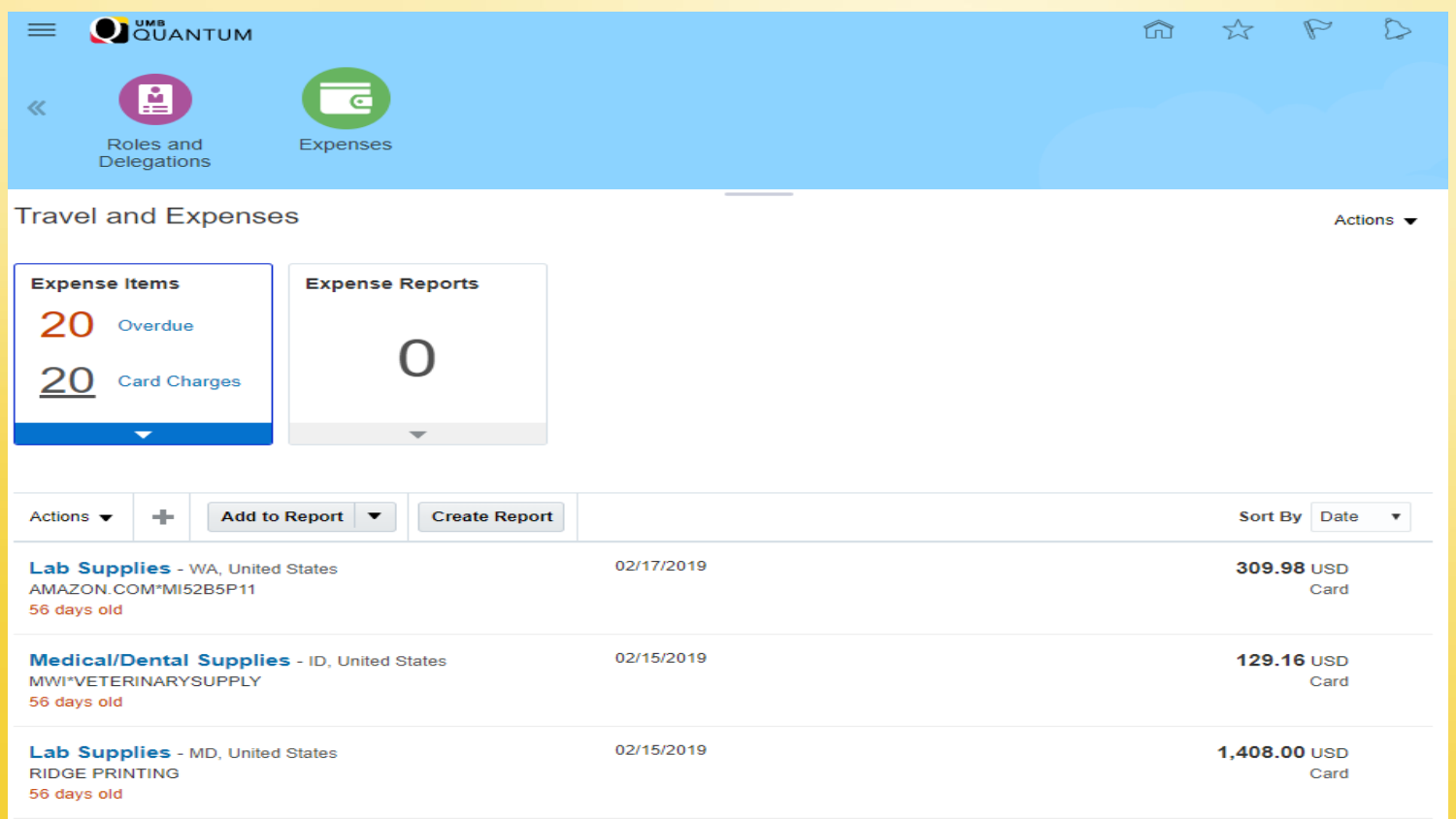UMB QUANTUM

Roles and Delegations

Expenses

## Travel and Expenses

Actions

**Expense Items**

20 Overdue

20 Card Charges

**Expense Reports**

0

Actions | + | Add to Report | Create Report | Sort By Date

**Lab Supplies** - WA, United States
AMAZON.COM*MI52B5P11
56 days old
02/17/2019
**309.98** USD
Card

**Medical/Dental Supplies** - ID, United States
MWI*VETERINARYSUPPLY
56 days old
02/15/2019
**129.16** USD
Card

**Lab Supplies** - MD, United States
RIDGE PRINTING
56 days old
02/15/2019
**1,408.00** USD
Card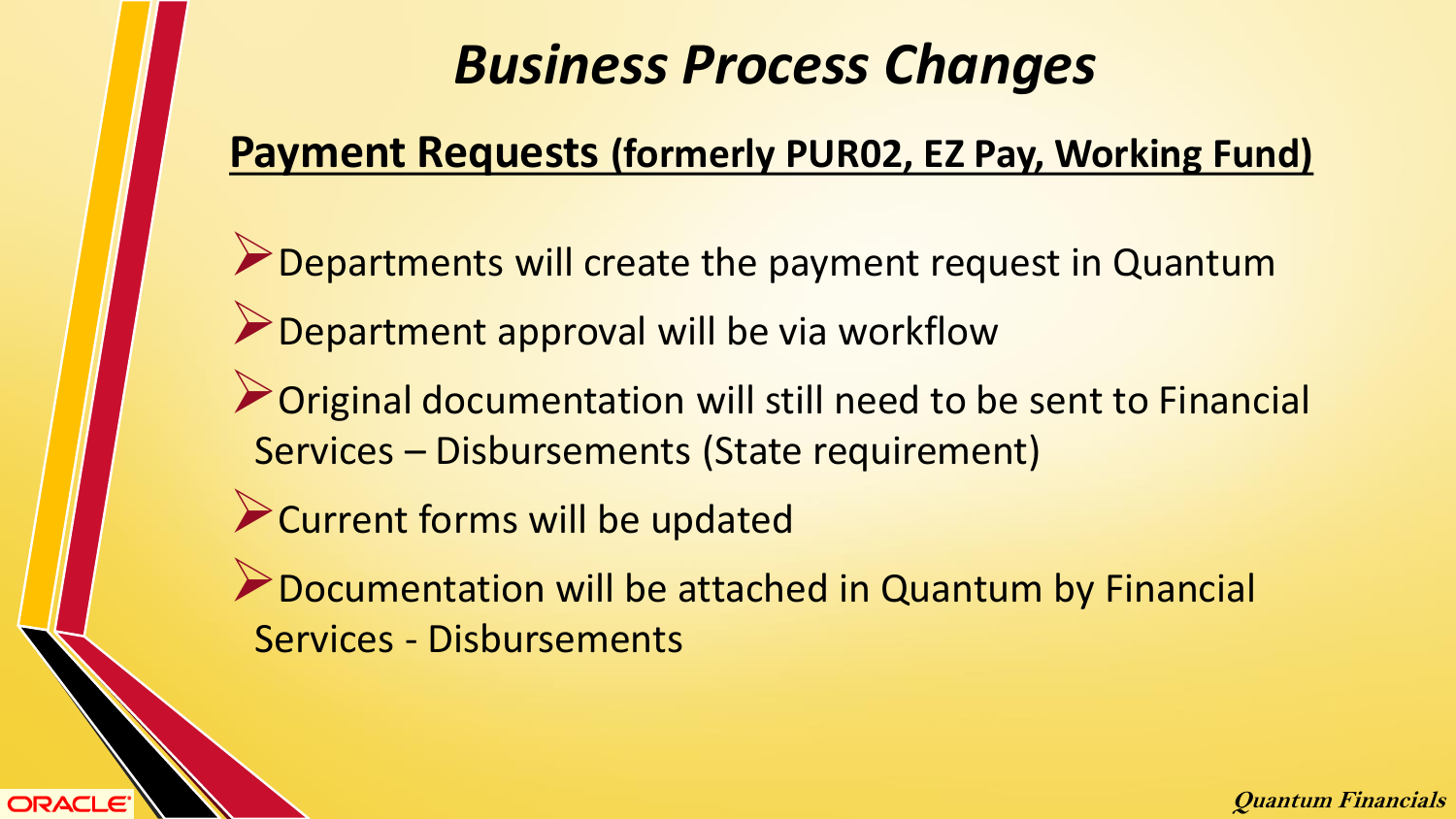# *Business Process Changes*

## Payment Requests (formerly PUR02, EZ Pay, Working Fund)

- Departments will create the payment request in Quantum
- Department approval will be via workflow
- Original documentation will still need to be sent to Financial Services – Disbursements (State requirement)
- Current forms will be updated
- Documentation will be attached in Quantum by Financial Services - Disbursements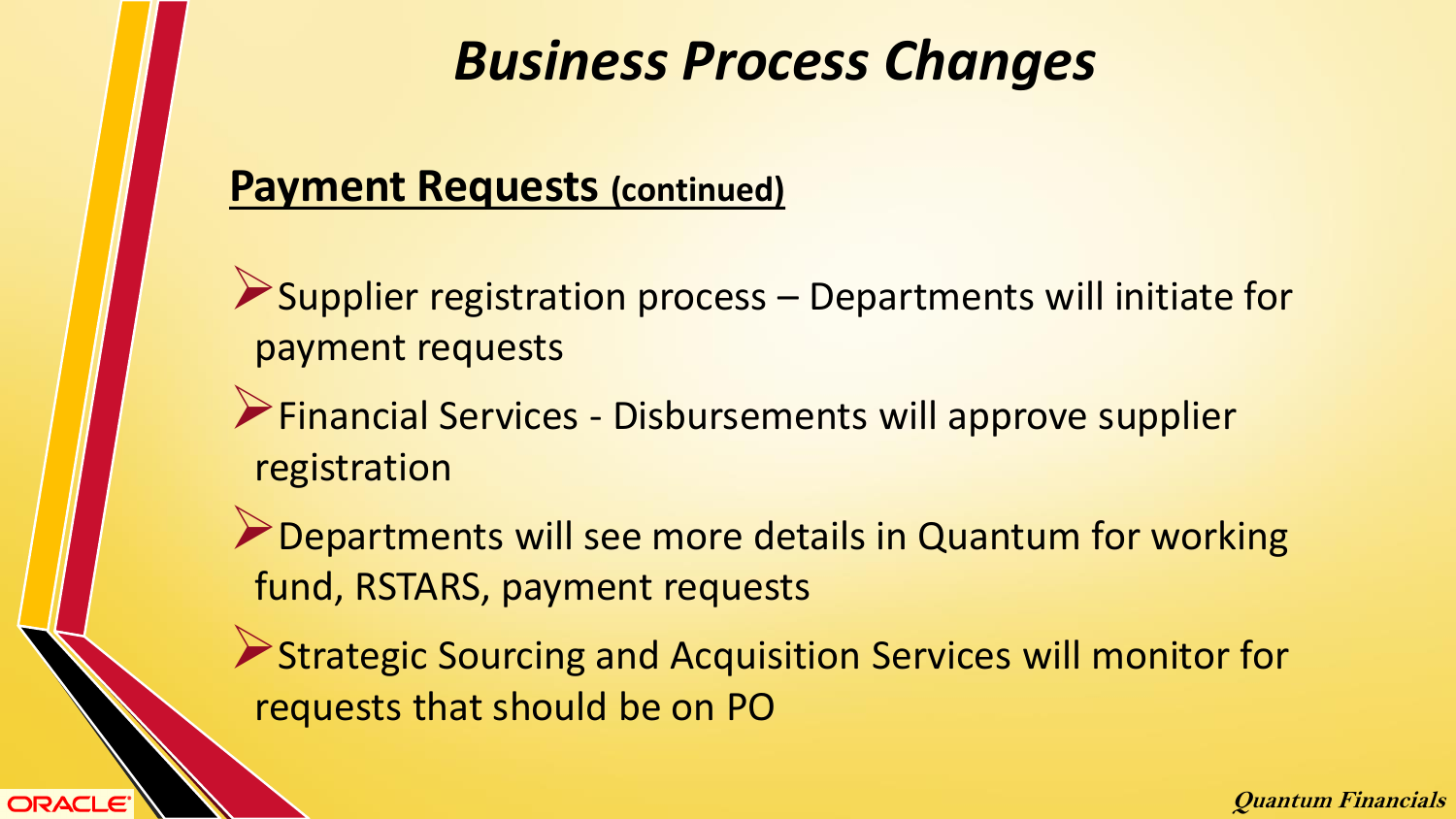# *Business Process Changes*

**Payment Requests (continued)**

- Supplier registration process – Departments will initiate for payment requests
- Financial Services - Disbursements will approve supplier registration
- Departments will see more details in Quantum for working fund, RSTARS, payment requests
- Strategic Sourcing and Acquisition Services will monitor for requests that should be on PO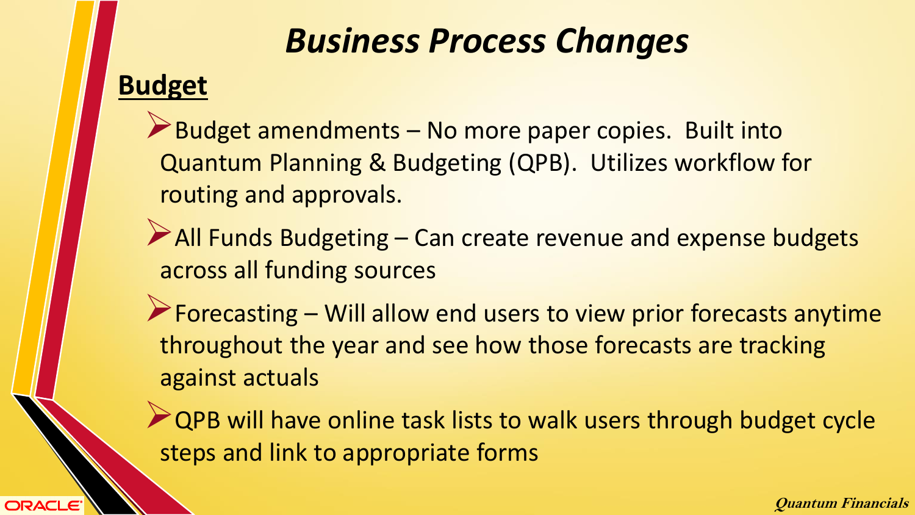# *Business Process Changes*

## Budget

- Budget amendments – No more paper copies. Built into Quantum Planning & Budgeting (QPB). Utilizes workflow for routing and approvals.
- All Funds Budgeting – Can create revenue and expense budgets across all funding sources
- Forecasting – Will allow end users to view prior forecasts anytime throughout the year and see how those forecasts are tracking against actuals
- QPB will have online task lists to walk users through budget cycle steps and link to appropriate forms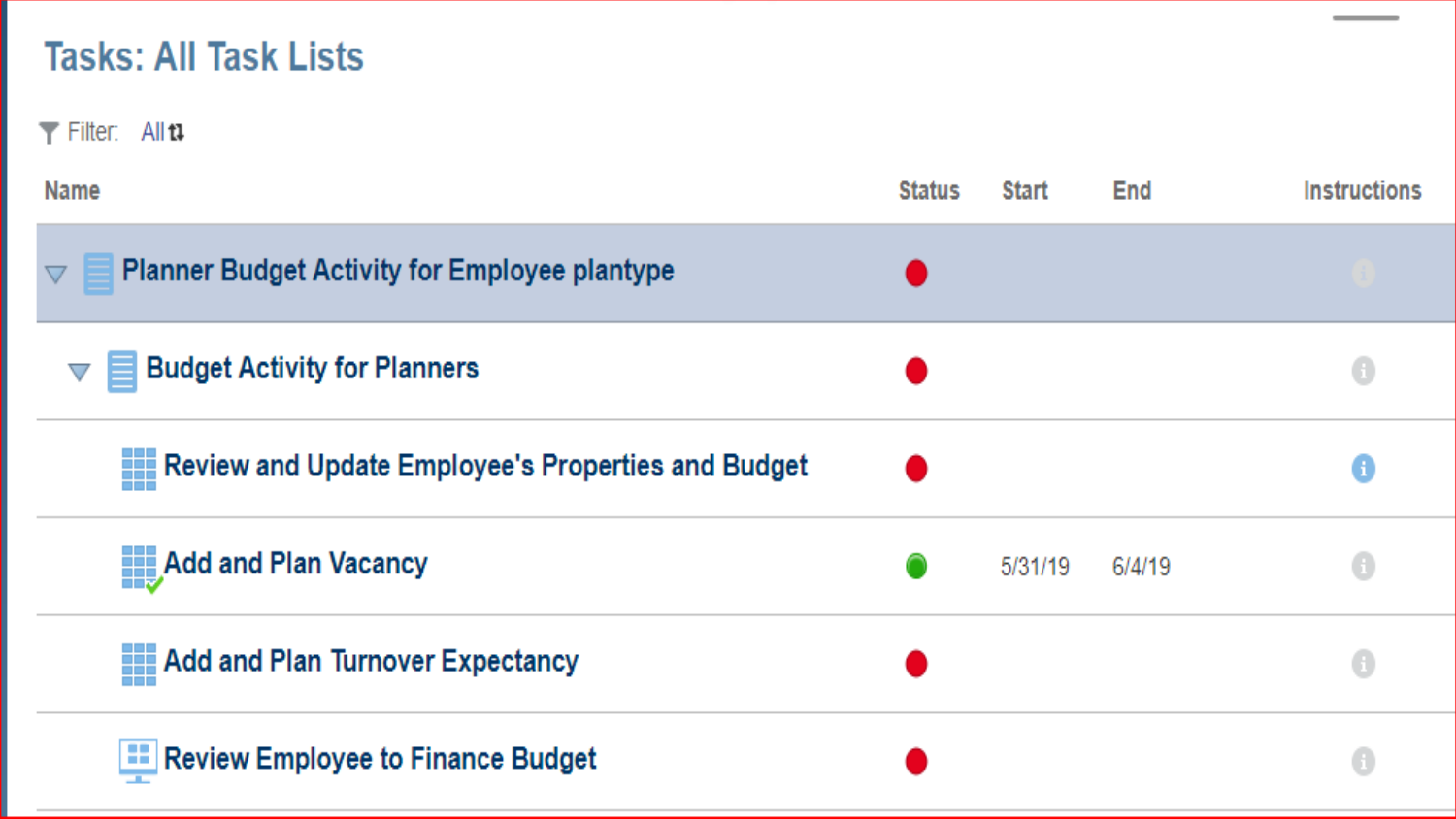# Tasks: All Task Lists

Filter: All

| Name | Status | Start | End | Instructions |
| --- | --- | --- | --- | --- |
| Planner Budget Activity for Employee plantype | | | | |
| Budget Activity for Planners | | | | |
| Review and Update Employee's Properties and Budget | | | | |
| Add and Plan Vacancy | | 5/31/19 | 6/4/19 | |
| Add and Plan Turnover Expectancy | | | | |
| Review Employee to Finance Budget | | | | |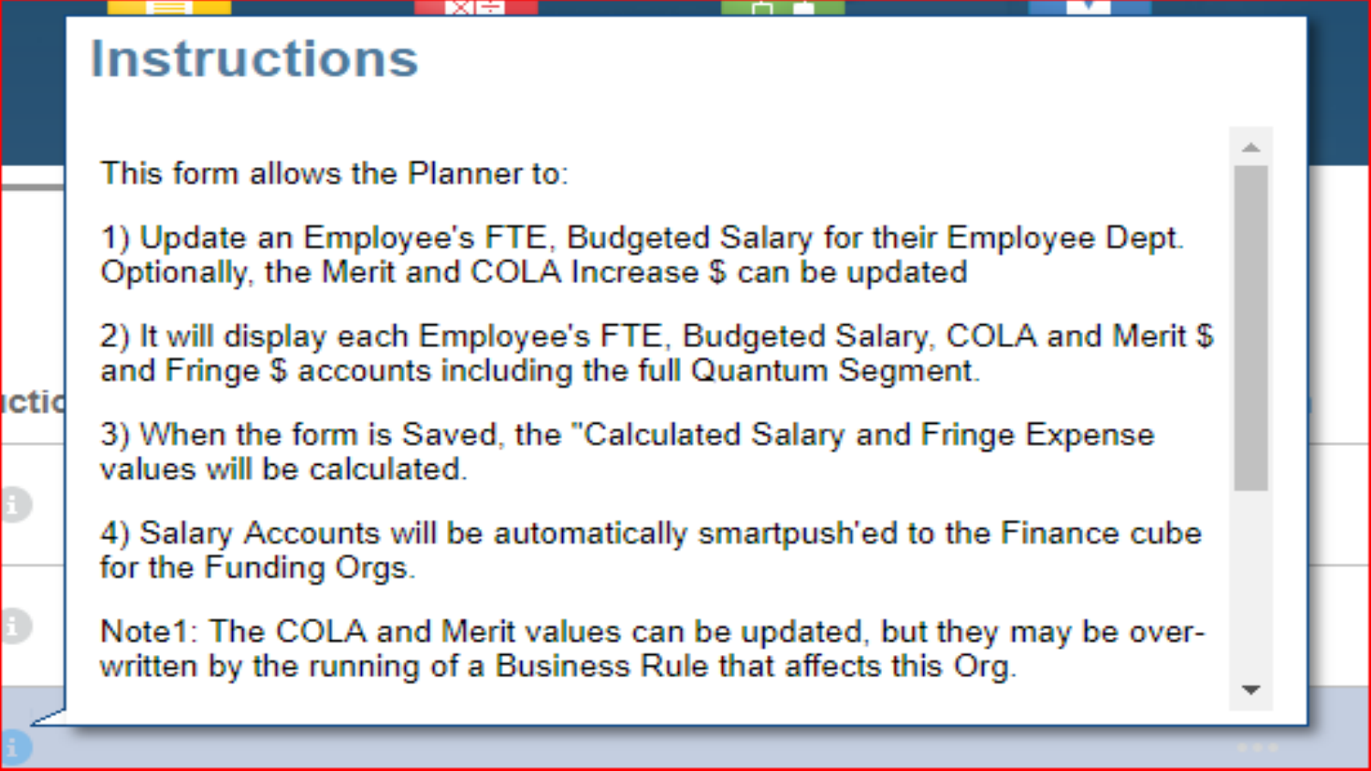# Instructions

This form allows the Planner to:

1) Update an Employee's FTE, Budgeted Salary for their Employee Dept. Optionally, the Merit and COLA Increase $ can be updated

2) It will display each Employee's FTE, Budgeted Salary, COLA and Merit $ and Fringe $ accounts including the full Quantum Segment.

3) When the form is Saved, the "Calculated Salary and Fringe Expense values will be calculated.

4) Salary Accounts will be automatically smartpush'ed to the Finance cube for the Funding Orgs.

Note1: The COLA and Merit values can be updated, but they may be over-written by the running of a Business Rule that affects this Org.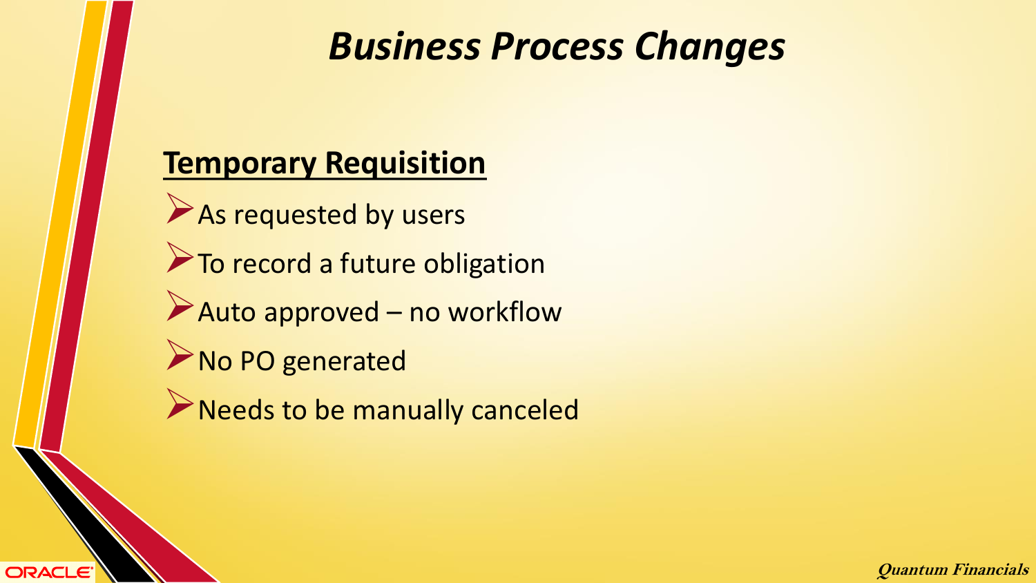# *Business Process Changes*

## Temporary Requisition

- As requested by users
- To record a future obligation
- Auto approved – no workflow
- No PO generated
- Needs to be manually canceled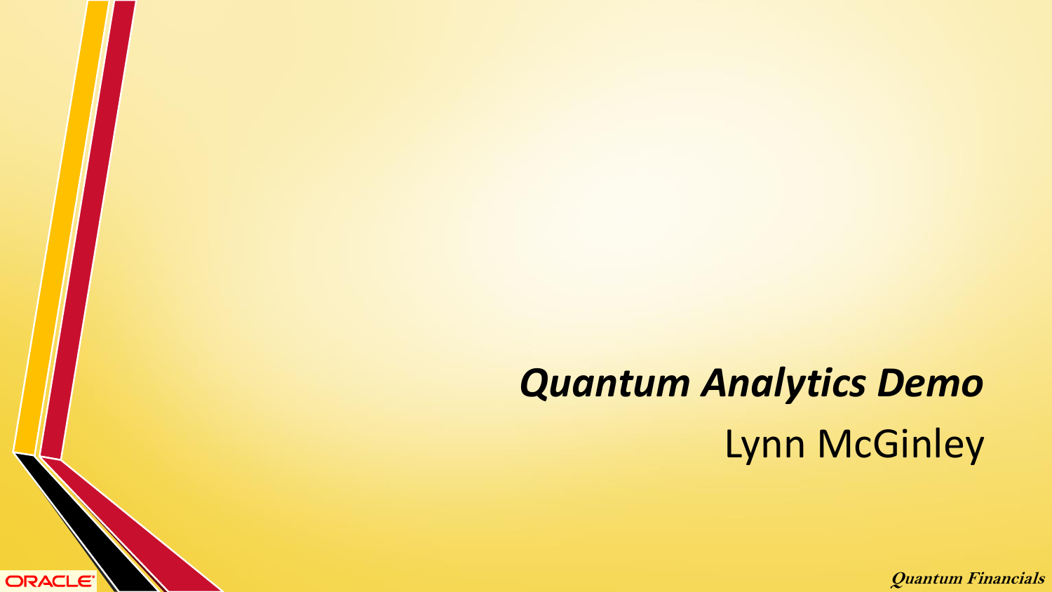# *Quantum Analytics Demo*

Lynn McGinley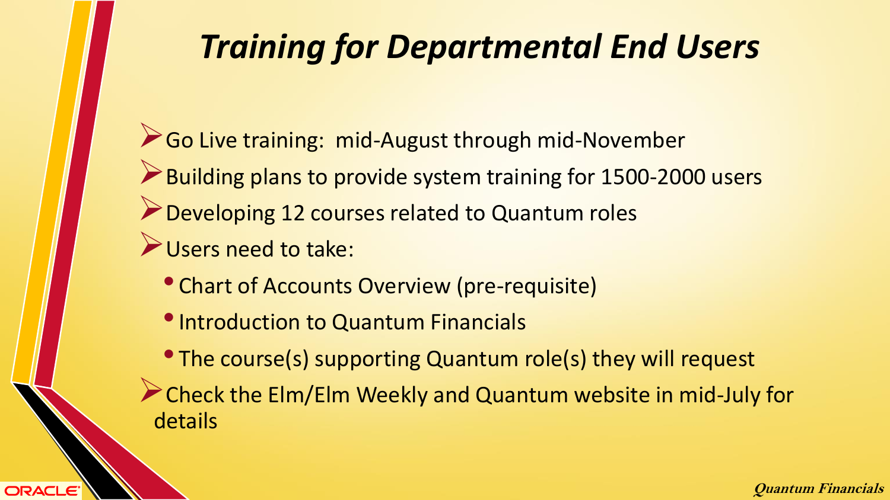# *Training for Departmental End Users*

- Go Live training:  mid-August through mid-November
- Building plans to provide system training for 1500-2000 users
- Developing 12 courses related to Quantum roles
- Users need to take:
  - Chart of Accounts Overview (pre-requisite)
  - Introduction to Quantum Financials
  - The course(s) supporting Quantum role(s) they will request
- Check the Elm/Elm Weekly and Quantum website in mid-July for details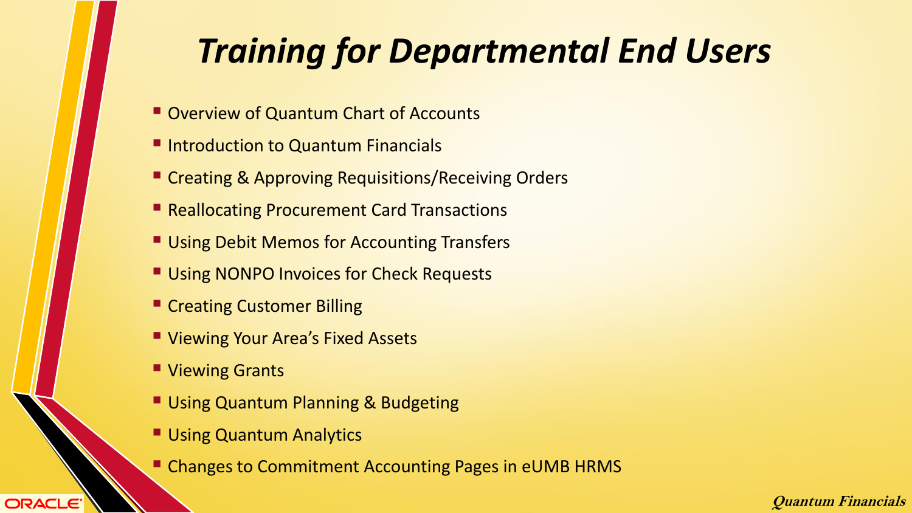# *Training for Departmental End Users*

- Overview of Quantum Chart of Accounts
- Introduction to Quantum Financials
- Creating & Approving Requisitions/Receiving Orders
- Reallocating Procurement Card Transactions
- Using Debit Memos for Accounting Transfers
- Using NONPO Invoices for Check Requests
- Creating Customer Billing
- Viewing Your Area's Fixed Assets
- Viewing Grants
- Using Quantum Planning & Budgeting
- Using Quantum Analytics
- Changes to Commitment Accounting Pages in eUMB HRMS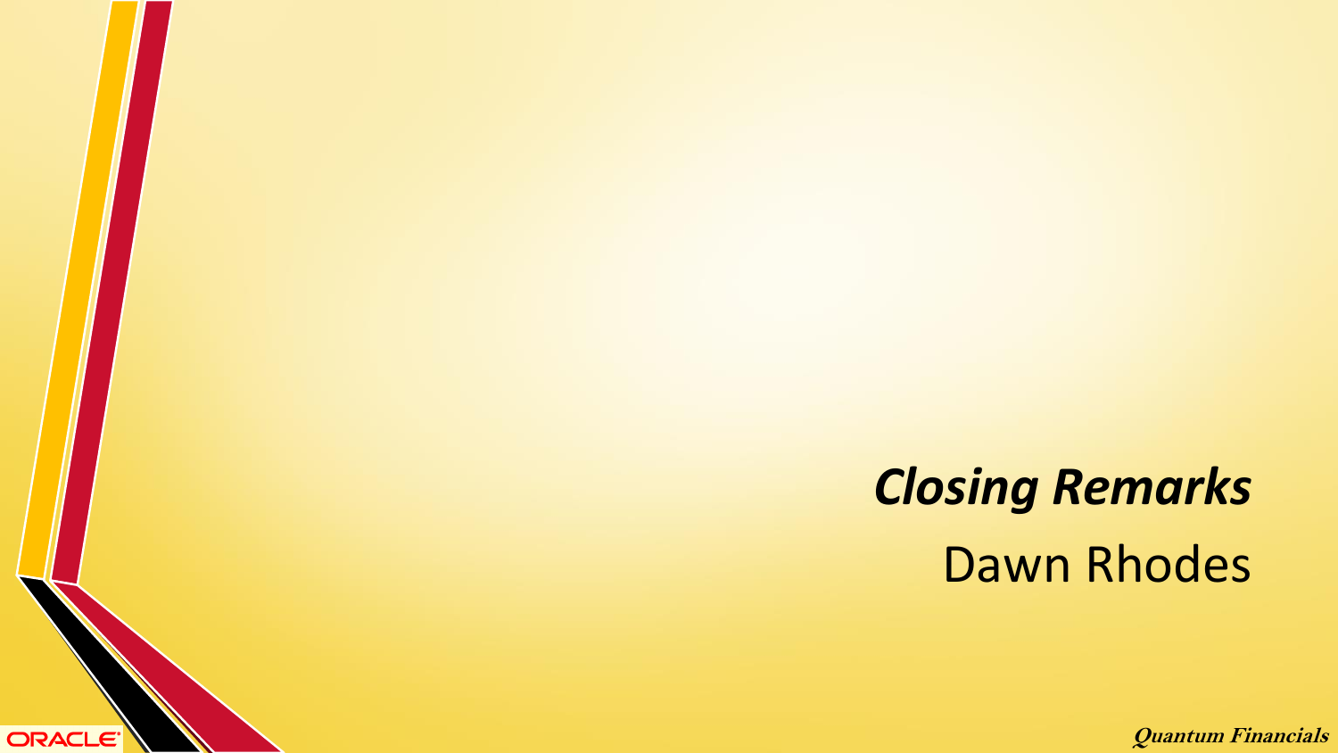# ***Closing Remarks***

Dawn Rhodes